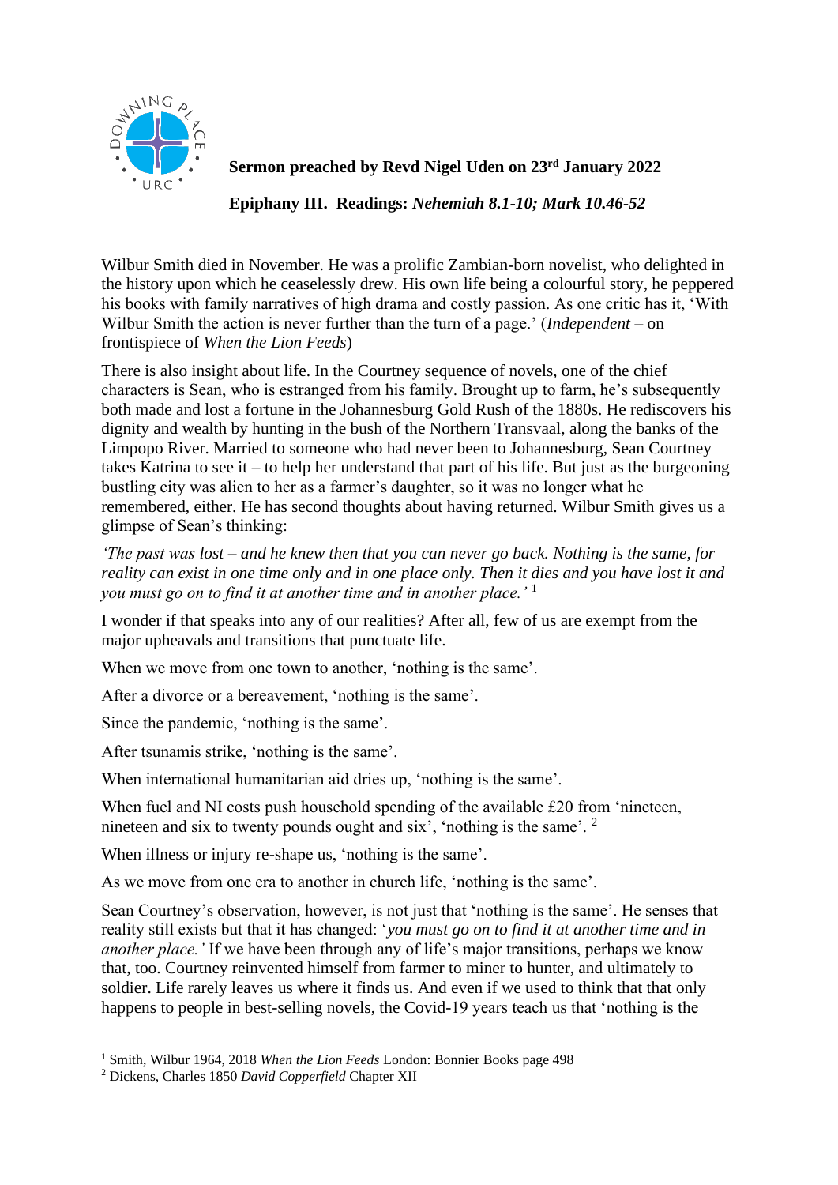**Sermon preached by Revd Nigel Uden on 23rd January 2022**

**Epiphany III. Readings: *Nehemiah 8.1-10; Mark 10.46-52***

Wilbur Smith died in November. He was a prolific Zambian-born novelist, who delighted in the history upon which he ceaselessly drew. His own life being a colourful story, he peppered his books with family narratives of high drama and costly passion. As one critic has it, 'With Wilbur Smith the action is never further than the turn of a page.' (*Independent* – on frontispiece of *When the Lion Feeds*)

There is also insight about life. In the Courtney sequence of novels, one of the chief characters is Sean, who is estranged from his family. Brought up to farm, he's subsequently both made and lost a fortune in the Johannesburg Gold Rush of the 1880s. He rediscovers his dignity and wealth by hunting in the bush of the Northern Transvaal, along the banks of the Limpopo River. Married to someone who had never been to Johannesburg, Sean Courtney takes Katrina to see it – to help her understand that part of his life. But just as the burgeoning bustling city was alien to her as a farmer's daughter, so it was no longer what he remembered, either. He has second thoughts about having returned. Wilbur Smith gives us a glimpse of Sean's thinking:

*'The past was lost – and he knew then that you can never go back. Nothing is the same, for reality can exist in one time only and in one place only. Then it dies and you have lost it and you must go on to find it at another time and in another place.'* [1]

I wonder if that speaks into any of our realities? After all, few of us are exempt from the major upheavals and transitions that punctuate life.

When we move from one town to another, 'nothing is the same'.

After a divorce or a bereavement, 'nothing is the same'.

Since the pandemic, 'nothing is the same'.

After tsunamis strike, 'nothing is the same'.

When international humanitarian aid dries up, 'nothing is the same'.

When fuel and NI costs push household spending of the available £20 from 'nineteen, nineteen and six to twenty pounds ought and six', 'nothing is the same'. [2]

When illness or injury re-shape us, 'nothing is the same'.

As we move from one era to another in church life, 'nothing is the same'.

Sean Courtney's observation, however, is not just that 'nothing is the same'. He senses that reality still exists but that it has changed: '*you must go on to find it at another time and in another place.'* If we have been through any of life's major transitions, perhaps we know that, too. Courtney reinvented himself from farmer to miner to hunter, and ultimately to soldier. Life rarely leaves us where it finds us. And even if we used to think that that only happens to people in best-selling novels, the Covid-19 years teach us that 'nothing is the

---

[1] Smith, Wilbur 1964, 2018 *When the Lion Feeds* London: Bonnier Books page 498

[2] Dickens, Charles 1850 *David Copperfield* Chapter XII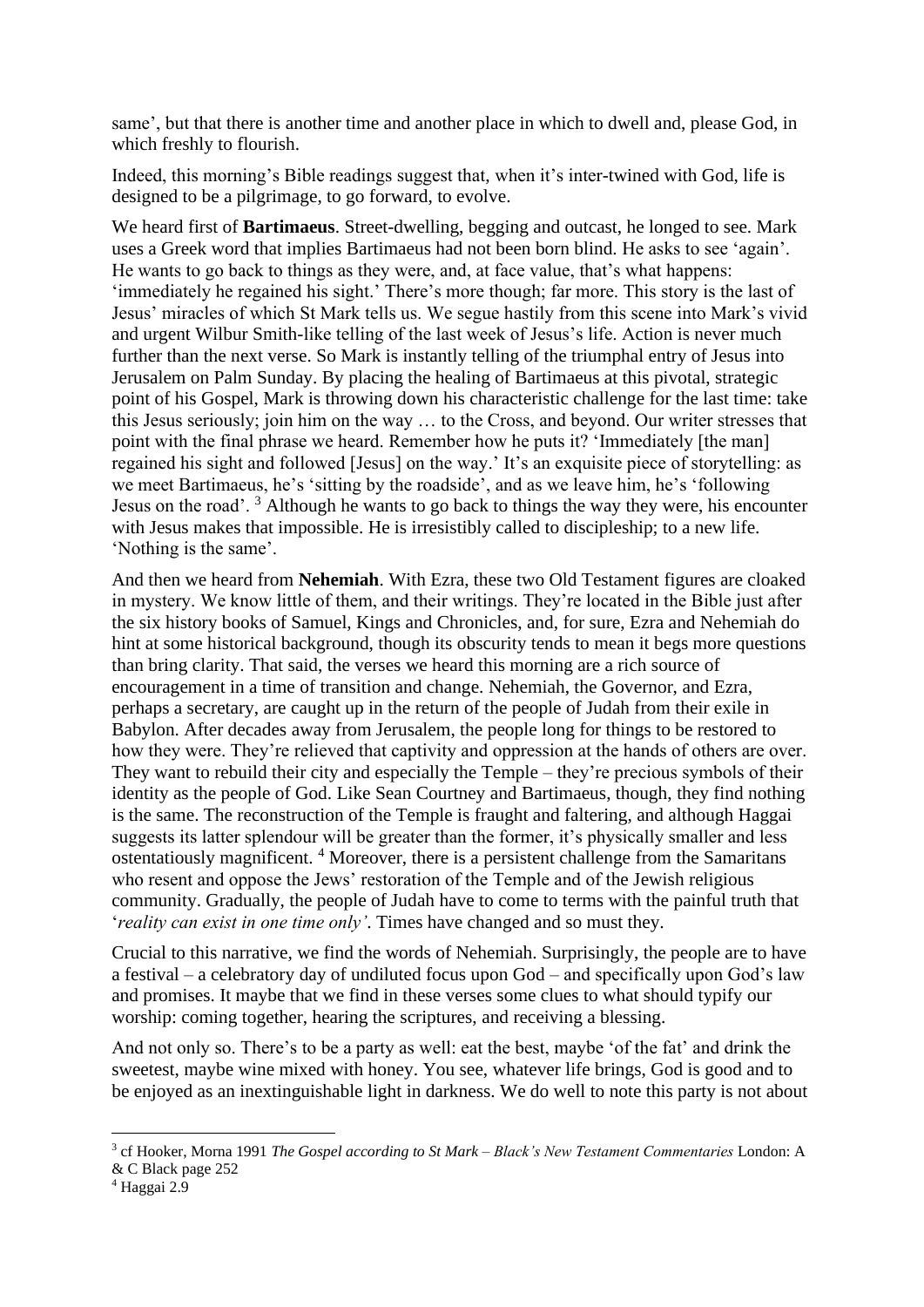same', but that there is another time and another place in which to dwell and, please God, in which freshly to flourish.

Indeed, this morning's Bible readings suggest that, when it's inter-twined with God, life is designed to be a pilgrimage, to go forward, to evolve.

We heard first of **Bartimaeus**. Street-dwelling, begging and outcast, he longed to see. Mark uses a Greek word that implies Bartimaeus had not been born blind. He asks to see 'again'. He wants to go back to things as they were, and, at face value, that's what happens: 'immediately he regained his sight.' There's more though; far more. This story is the last of Jesus' miracles of which St Mark tells us. We segue hastily from this scene into Mark's vivid and urgent Wilbur Smith-like telling of the last week of Jesus's life. Action is never much further than the next verse. So Mark is instantly telling of the triumphal entry of Jesus into Jerusalem on Palm Sunday. By placing the healing of Bartimaeus at this pivotal, strategic point of his Gospel, Mark is throwing down his characteristic challenge for the last time: take this Jesus seriously; join him on the way … to the Cross, and beyond. Our writer stresses that point with the final phrase we heard. Remember how he puts it? 'Immediately [the man] regained his sight and followed [Jesus] on the way.' It's an exquisite piece of storytelling: as we meet Bartimaeus, he's 'sitting by the roadside', and as we leave him, he's 'following Jesus on the road'. [3] Although he wants to go back to things the way they were, his encounter with Jesus makes that impossible. He is irresistibly called to discipleship; to a new life. 'Nothing is the same'.

And then we heard from **Nehemiah**. With Ezra, these two Old Testament figures are cloaked in mystery. We know little of them, and their writings. They're located in the Bible just after the six history books of Samuel, Kings and Chronicles, and, for sure, Ezra and Nehemiah do hint at some historical background, though its obscurity tends to mean it begs more questions than bring clarity. That said, the verses we heard this morning are a rich source of encouragement in a time of transition and change. Nehemiah, the Governor, and Ezra, perhaps a secretary, are caught up in the return of the people of Judah from their exile in Babylon. After decades away from Jerusalem, the people long for things to be restored to how they were. They're relieved that captivity and oppression at the hands of others are over. They want to rebuild their city and especially the Temple – they're precious symbols of their identity as the people of God. Like Sean Courtney and Bartimaeus, though, they find nothing is the same. The reconstruction of the Temple is fraught and faltering, and although Haggai suggests its latter splendour will be greater than the former, it's physically smaller and less ostentatiously magnificent. [4] Moreover, there is a persistent challenge from the Samaritans who resent and oppose the Jews' restoration of the Temple and of the Jewish religious community. Gradually, the people of Judah have to come to terms with the painful truth that '*reality can exist in one time only'*. Times have changed and so must they.

Crucial to this narrative, we find the words of Nehemiah. Surprisingly, the people are to have a festival – a celebratory day of undiluted focus upon God – and specifically upon God's law and promises. It maybe that we find in these verses some clues to what should typify our worship: coming together, hearing the scriptures, and receiving a blessing.

And not only so. There's to be a party as well: eat the best, maybe 'of the fat' and drink the sweetest, maybe wine mixed with honey. You see, whatever life brings, God is good and to be enjoyed as an inextinguishable light in darkness. We do well to note this party is not about

---

[3] cf Hooker, Morna 1991 *The Gospel according to St Mark – Black's New Testament Commentaries* London: A & C Black page 252

[4] Haggai 2.9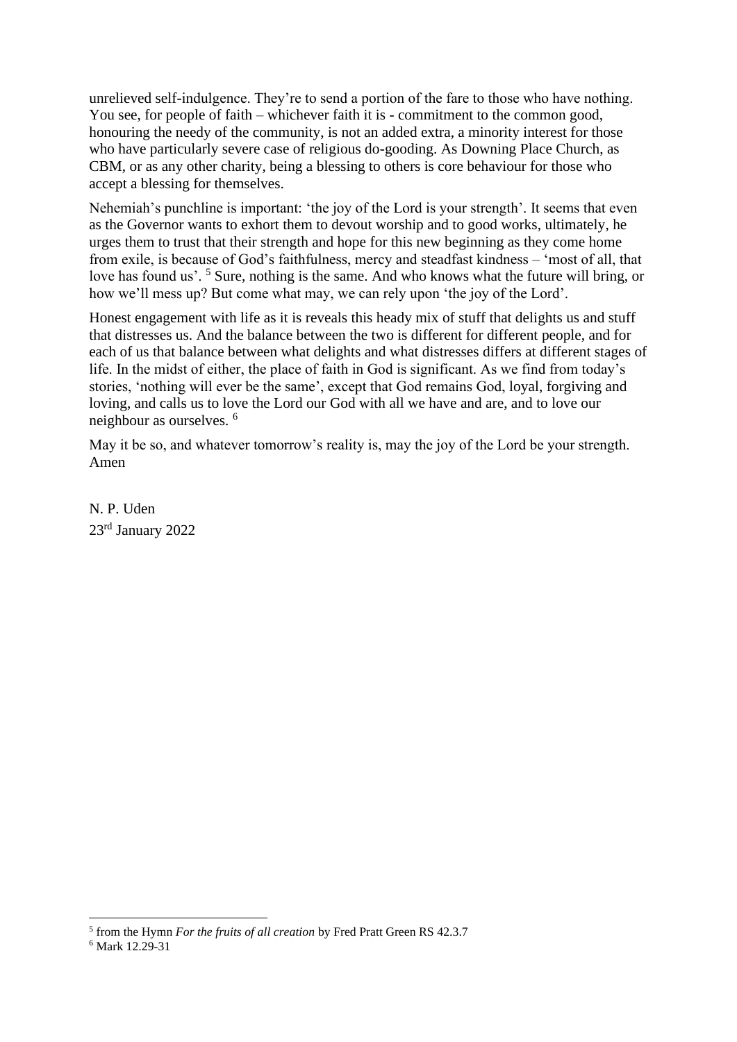unrelieved self-indulgence. They're to send a portion of the fare to those who have nothing. You see, for people of faith – whichever faith it is - commitment to the common good, honouring the needy of the community, is not an added extra, a minority interest for those who have particularly severe case of religious do-gooding. As Downing Place Church, as CBM, or as any other charity, being a blessing to others is core behaviour for those who accept a blessing for themselves.

Nehemiah's punchline is important: 'the joy of the Lord is your strength'. It seems that even as the Governor wants to exhort them to devout worship and to good works, ultimately, he urges them to trust that their strength and hope for this new beginning as they come home from exile, is because of God's faithfulness, mercy and steadfast kindness – 'most of all, that love has found us'. [5] Sure, nothing is the same. And who knows what the future will bring, or how we'll mess up? But come what may, we can rely upon 'the joy of the Lord'.

Honest engagement with life as it is reveals this heady mix of stuff that delights us and stuff that distresses us. And the balance between the two is different for different people, and for each of us that balance between what delights and what distresses differs at different stages of life. In the midst of either, the place of faith in God is significant. As we find from today's stories, 'nothing will ever be the same', except that God remains God, loyal, forgiving and loving, and calls us to love the Lord our God with all we have and are, and to love our neighbour as ourselves. [6]

May it be so, and whatever tomorrow's reality is, may the joy of the Lord be your strength. Amen

N. P. Uden
23rd January 2022

---

[5] from the Hymn *For the fruits of all creation* by Fred Pratt Green RS 42.3.7

[6] Mark 12.29-31